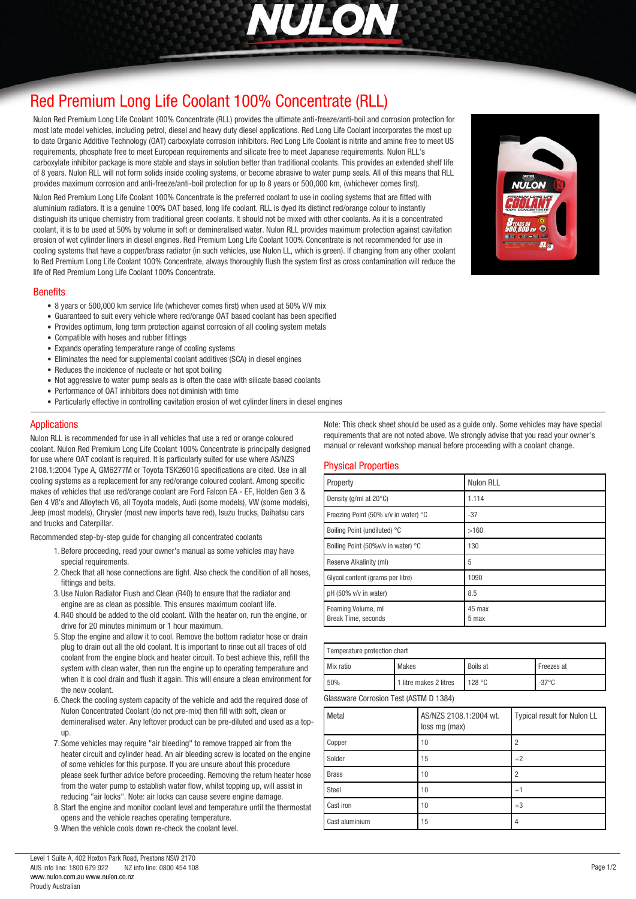# Red Premium Long Life Coolant 100% Concentrate (RLL)

Nulon Red Premium Long Life Coolant 100% Concentrate (RLL) provides the ultimate anti-freeze/anti-boil and corrosion protection for most late model vehicles, including petrol, diesel and heavy duty diesel applications. Red Long Life Coolant incorporates the most up to date Organic Additive Technology (OAT) carboxylate corrosion inhibitors. Red Long Life Coolant is nitrite and amine free to meet US requirements, phosphate free to meet European requirements and silicate free to meet Japanese requirements. Nulon RLL's carboxylate inhibitor package is more stable and stays in solution better than traditional coolants. This provides an extended shelf life of 8 years. Nulon RLL will not form solids inside cooling systems, or become abrasive to water pump seals. All of this means that RLL provides maximum corrosion and anti-freeze/anti-boil protection for up to 8 years or 500,000 km, (whichever comes first).

Nulon Red Premium Long Life Coolant 100% Concentrate is the preferred coolant to use in cooling systems that are fitted with aluminium radiators. It is a genuine 100% OAT based, long life coolant. RLL is dyed its distinct red/orange colour to instantly distinguish its unique chemistry from traditional green coolants. It should not be mixed with other coolants. As it is a concentrated coolant, it is to be used at 50% by volume in soft or demineralised water. Nulon RLL provides maximum protection against cavitation erosion of wet cylinder liners in diesel engines. Red Premium Long Life Coolant 100% Concentrate is not recommended for use in cooling systems that have a copper/brass radiator (in such vehicles, use Nulon LL, which is green). If changing from any other coolant to Red Premium Long Life Coolant 100% Concentrate, always thoroughly flush the system first as cross contamination will reduce the life of Red Premium Long Life Coolant 100% Concentrate.

## Benefits

- 8 years or 500,000 km service life (whichever comes first) when used at 50% V/V mix
- Guaranteed to suit every vehicle where red/orange OAT based coolant has been specified
- Provides optimum, long term protection against corrosion of all cooling system metals
- Compatible with hoses and rubber fittings
- Expands operating temperature range of cooling systems
- Eliminates the need for supplemental coolant additives (SCA) in diesel engines
- Reduces the incidence of nucleate or hot spot boiling
- Not aggressive to water pump seals as is often the case with silicate based coolants
- Performance of OAT inhibitors does not diminish with time
- Particularly effective in controlling cavitation erosion of wet cylinder liners in diesel engines

## Applications

Nulon RLL is recommended for use in all vehicles that use a red or orange coloured coolant. Nulon Red Premium Long Life Coolant 100% Concentrate is principally designed for use where OAT coolant is required. It is particularly suited for use where AS/NZS 2108.1:2004 Type A, GM6277M or Toyota TSK2601G specifications are cited. Use in all cooling systems as a replacement for any red/orange coloured coolant. Among specific makes of vehicles that use red/orange coolant are Ford Falcon EA - EF, Holden Gen 3 & Gen 4 V8's and Alloytech V6, all Toyota models, Audi (some models), VW (some models), Jeep (most models), Chrysler (most new imports have red), Isuzu trucks, Daihatsu cars and trucks and Caterpillar.

Recommended step-by-step guide for changing all concentrated coolants

1. Before proceeding, read your owner's manual as some vehicles may have special requirements.
2. Check that all hose connections are tight. Also check the condition of all hoses, fittings and belts.
3. Use Nulon Radiator Flush and Clean (R40) to ensure that the radiator and engine are as clean as possible. This ensures maximum coolant life.
4. R40 should be added to the old coolant. With the heater on, run the engine, or drive for 20 minutes minimum or 1 hour maximum.
5. Stop the engine and allow it to cool. Remove the bottom radiator hose or drain plug to drain out all the old coolant. It is important to rinse out all traces of old coolant from the engine block and heater circuit. To best achieve this, refill the system with clean water, then run the engine up to operating temperature and when it is cool drain and flush it again. This will ensure a clean environment for the new coolant.
6. Check the cooling system capacity of the vehicle and add the required dose of Nulon Concentrated Coolant (do not pre-mix) then fill with soft, clean or demineralised water. Any leftover product can be pre-diluted and used as a top-up.
7. Some vehicles may require "air bleeding" to remove trapped air from the heater circuit and cylinder head. An air bleeding screw is located on the engine of some vehicles for this purpose. If you are unsure about this procedure please seek further advice before proceeding. Removing the return heater hose from the water pump to establish water flow, whilst topping up, will assist in reducing "air locks". Note: air locks can cause severe engine damage.
8. Start the engine and monitor coolant level and temperature until the thermostat opens and the vehicle reaches operating temperature.
9. When the vehicle cools down re-check the coolant level.

Note: This check sheet should be used as a guide only. Some vehicles may have special requirements that are not noted above. We strongly advise that you read your owner's manual or relevant workshop manual before proceeding with a coolant change.

## Physical Properties

| Property | Nulon RLL |
|---|---|
| Density (g/ml at 20°C) | 1.114 |
| Freezing Point (50% v/v in water) °C | -37 |
| Boiling Point (undiluted) °C | >160 |
| Boiling Point (50%v/v in water) °C | 130 |
| Reserve Alkalinity (ml) | 5 |
| Glycol content (grams per litre) | 1090 |
| pH (50% v/v in water) | 8.5 |
| Foaming Volume, ml<br>Break Time, seconds | 45 max<br>5 max |

| Temperature protection chart | | | |
|---|---|---|---|
| Mix ratio | Makes | Boils at | Freezes at |
| 50% | 1 litre makes 2 litres | 128 °C | -37°C |

Glassware Corrosion Test (ASTM D 1384)

| Metal | AS/NZS 2108.1:2004 wt. loss mg (max) | Typical result for Nulon LL |
|---|---|---|
| Copper | 10 | 2 |
| Solder | 15 | +2 |
| Brass | 10 | 2 |
| Steel | 10 | +1 |
| Cast iron | 10 | +3 |
| Cast aluminium | 15 | 4 |

Level 1 Suite A, 402 Hoxton Park Road, Prestons NSW 2170
AUS info line: 1800 679 922 NZ info line: 0800 454 108
www.nulon.com.au www.nulon.co.nz
Proudly Australian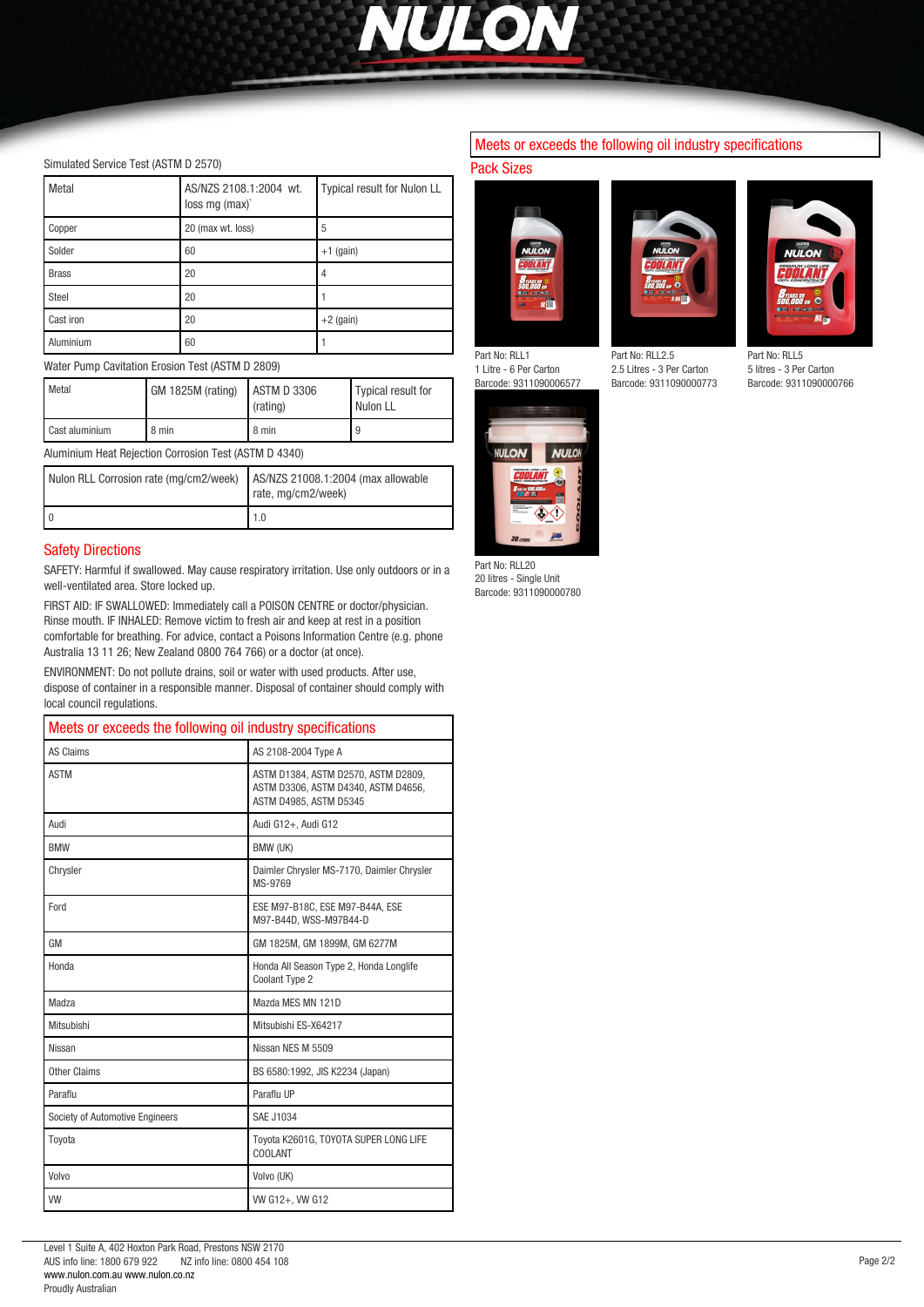Simulated Service Test (ASTM D 2570)

| Metal | AS/NZS 2108.1:2004 wt. loss mg (max)` | Typical result for Nulon LL |
|---|---|---|
| Copper | 20 (max wt. loss) | 5 |
| Solder | 60 | +1 (gain) |
| Brass | 20 | 4 |
| Steel | 20 | 1 |
| Cast iron | 20 | +2 (gain) |
| Aluminium | 60 | 1 |

Water Pump Cavitation Erosion Test (ASTM D 2809)

| Metal | GM 1825M (rating) | ASTM D 3306 (rating) | Typical result for Nulon LL |
|---|---|---|---|
| Cast aluminium | 8 min | 8 min | 9 |

Aluminium Heat Rejection Corrosion Test (ASTM D 4340)

| Nulon RLL Corrosion rate (mg/cm2/week) | AS/NZS 21008.1:2004 (max allowable rate, mg/cm2/week) |
|---|---|
| 0 | 1.0 |

## Safety Directions

SAFETY: Harmful if swallowed. May cause respiratory irritation. Use only outdoors or in a well-ventilated area. Store locked up.

FIRST AID: IF SWALLOWED: Immediately call a POISON CENTRE or doctor/physician. Rinse mouth. IF INHALED: Remove victim to fresh air and keep at rest in a position comfortable for breathing. For advice, contact a Poisons Information Centre (e.g. phone Australia 13 11 26; New Zealand 0800 764 766) or a doctor (at once).

ENVIRONMENT: Do not pollute drains, soil or water with used products. After use, dispose of container in a responsible manner. Disposal of container should comply with local council regulations.

## Meets or exceeds the following oil industry specifications

| | |
|---|---|
| AS Claims | AS 2108-2004 Type A |
| ASTM | ASTM D1384, ASTM D2570, ASTM D2809, ASTM D3306, ASTM D4340, ASTM D4656, ASTM D4985, ASTM D5345 |
| Audi | Audi G12+, Audi G12 |
| BMW | BMW (UK) |
| Chrysler | Daimler Chrysler MS-7170, Daimler Chrysler MS-9769 |
| Ford | ESE M97-B18C, ESE M97-B44A, ESE M97-B44D, WSS-M97B44-D |
| GM | GM 1825M, GM 1899M, GM 6277M |
| Honda | Honda All Season Type 2, Honda Longlife Coolant Type 2 |
| Madza | Mazda MES MN 121D |
| Mitsubishi | Mitsubishi ES-X64217 |
| Nissan | Nissan NES M 5509 |
| Other Claims | BS 6580:1992, JIS K2234 (Japan) |
| Paraflu | Paraflu UP |
| Society of Automotive Engineers | SAE J1034 |
| Toyota | Toyota K2601G, TOYOTA SUPER LONG LIFE COOLANT |
| Volvo | Volvo (UK) |
| VW | VW G12+, VW G12 |

## Meets or exceeds the following oil industry specifications

## Pack Sizes

Part No: RLL1
1 Litre - 6 Per Carton
Barcode: 9311090006577

Part No: RLL2.5
2.5 Litres - 3 Per Carton
Barcode: 9311090000773

Part No: RLL5
5 litres - 3 Per Carton
Barcode: 9311090000766

Part No: RLL20
20 litres - Single Unit
Barcode: 9311090000780

Level 1 Suite A, 402 Hoxton Park Road, Prestons NSW 2170
AUS info line: 1800 679 922 NZ info line: 0800 454 108
www.nulon.com.au www.nulon.co.nz
Proudly Australian